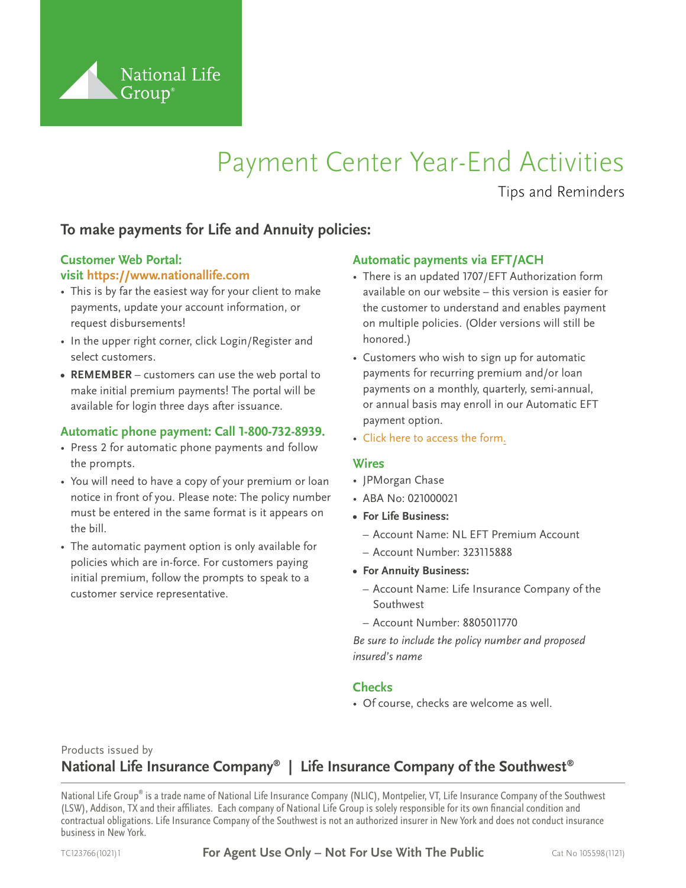National Life Group®

# Payment Center Year-End Activities

Tips and Reminders

## To make payments for Life and Annuity policies:

### Customer Web Portal: visit https://www.nationallife.com

- This is by far the easiest way for your client to make payments, update your account information, or request disbursements!
- In the upper right corner, click Login/Register and select customers.
- **REMEMBER** – customers can use the web portal to make initial premium payments! The portal will be available for login three days after issuance.

### Automatic phone payment: Call 1-800-732-8939.

- Press 2 for automatic phone payments and follow the prompts.
- You will need to have a copy of your premium or loan notice in front of you. Please note: The policy number must be entered in the same format is it appears on the bill.
- The automatic payment option is only available for policies which are in-force. For customers paying initial premium, follow the prompts to speak to a customer service representative.

### Automatic payments via EFT/ACH

- There is an updated 1707/EFT Authorization form available on our website – this version is easier for the customer to understand and enables payment on multiple policies. (Older versions will still be honored.)
- Customers who wish to sign up for automatic payments for recurring premium and/or loan payments on a monthly, quarterly, semi-annual, or annual basis may enroll in our Automatic EFT payment option.
- Click here to access the form.

### Wires

- JPMorgan Chase
- ABA No: 021000021
- **For Life Business:**
  - Account Name: NL EFT Premium Account
  - Account Number: 323115888
- **For Annuity Business:**
  - Account Name: Life Insurance Company of the Southwest
  - Account Number: 8805011770

*Be sure to include the policy number and proposed insured's name*

### Checks

- Of course, checks are welcome as well.

Products issued by

**National Life Insurance Company® | Life Insurance Company of the Southwest®**

National Life Group® is a trade name of National Life Insurance Company (NLIC), Montpelier, VT, Life Insurance Company of the Southwest (LSW), Addison, TX and their affiliates. Each company of National Life Group is solely responsible for its own financial condition and contractual obligations. Life Insurance Company of the Southwest is not an authorized insurer in New York and does not conduct insurance business in New York.

TC123766(1021)1 **For Agent Use Only – Not For Use With The Public** Cat No 105598(1121)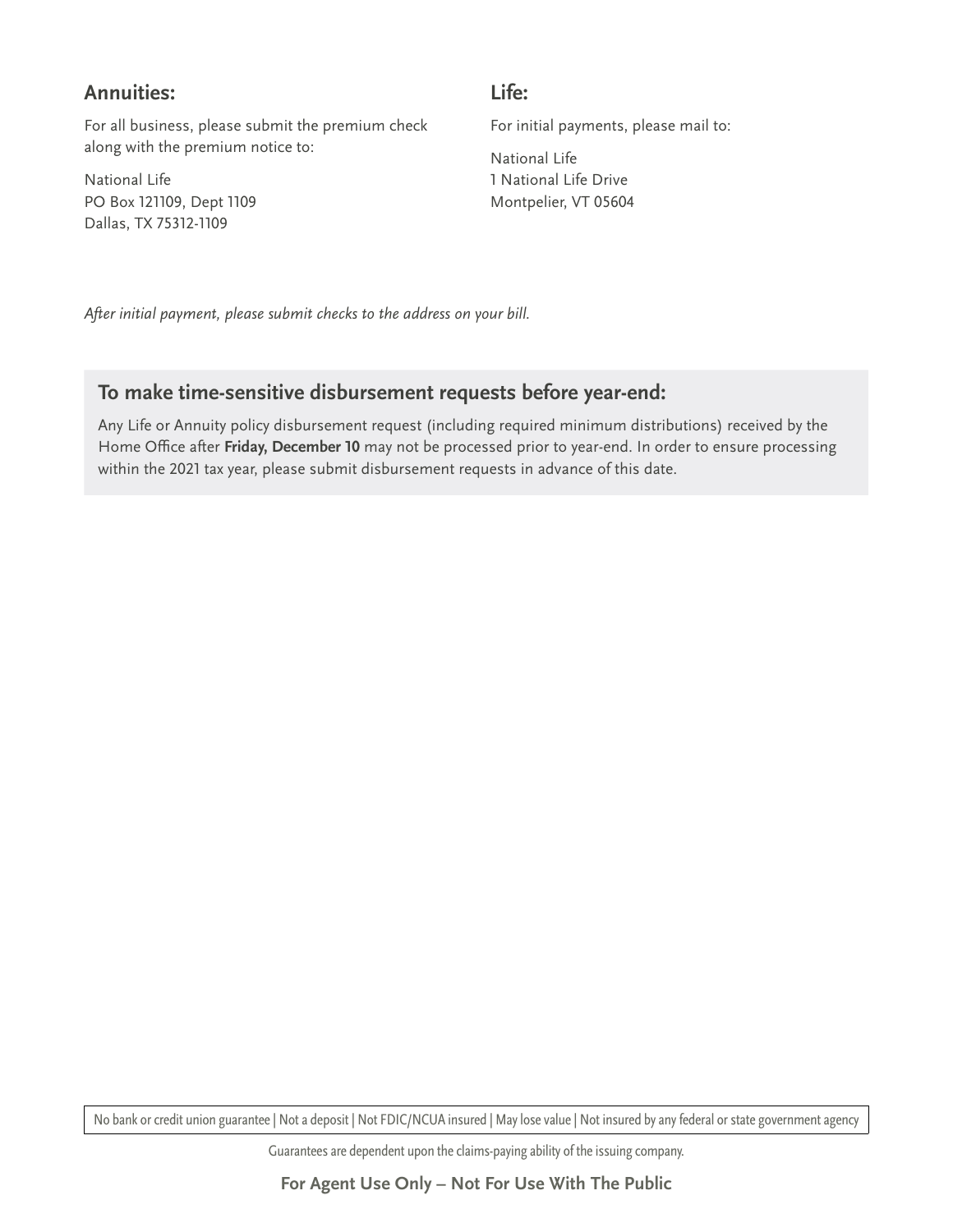## Annuities:

For all business, please submit the premium check along with the premium notice to:

National Life
PO Box 121109, Dept 1109
Dallas, TX 75312-1109

## Life:

For initial payments, please mail to:

National Life
1 National Life Drive
Montpelier, VT 05604

*After initial payment, please submit checks to the address on your bill.*

## To make time-sensitive disbursement requests before year-end:

Any Life or Annuity policy disbursement request (including required minimum distributions) received by the Home Office after **Friday, December 10** may not be processed prior to year-end. In order to ensure processing within the 2021 tax year, please submit disbursement requests in advance of this date.

No bank or credit union guarantee | Not a deposit | Not FDIC/NCUA insured | May lose value | Not insured by any federal or state government agency

Guarantees are dependent upon the claims-paying ability of the issuing company.

**For Agent Use Only – Not For Use With The Public**